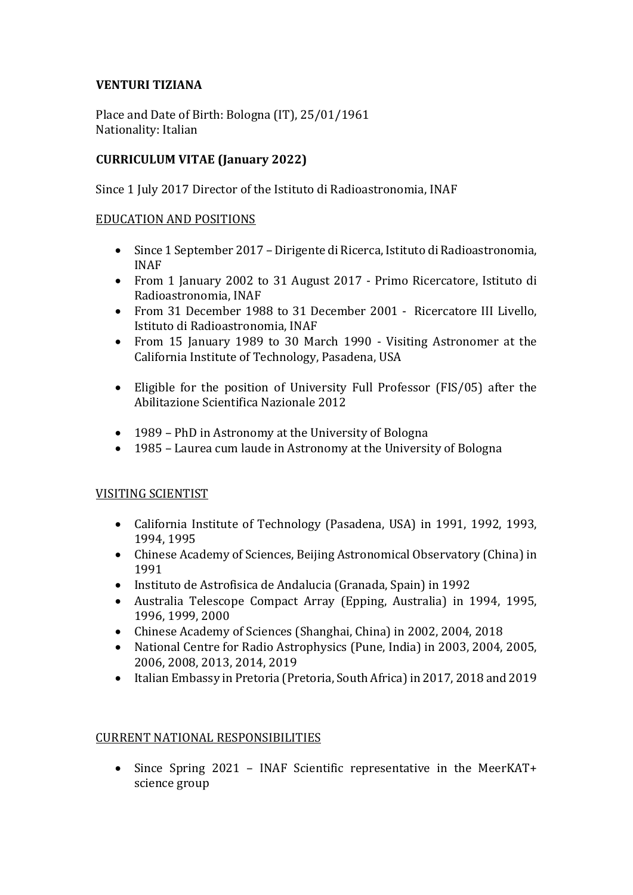**VENTURI TIZIANA**

Place and Date of Birth: Bologna (IT), 25/01/1961
Nationality: Italian

**CURRICULUM VITAE (January 2022)**

Since 1 July 2017 Director of the Istituto di Radioastronomia, INAF

EDUCATION AND POSITIONS

- Since 1 September 2017 – Dirigente di Ricerca, Istituto di Radioastronomia, INAF
- From 1 January 2002 to 31 August 2017 - Primo Ricercatore, Istituto di Radioastronomia, INAF
- From 31 December 1988 to 31 December 2001 - Ricercatore III Livello, Istituto di Radioastronomia, INAF
- From 15 January 1989 to 30 March 1990 - Visiting Astronomer at the California Institute of Technology, Pasadena, USA

- Eligible for the position of University Full Professor (FIS/05) after the Abilitazione Scientifica Nazionale 2012

- 1989 – PhD in Astronomy at the University of Bologna
- 1985 – Laurea cum laude in Astronomy at the University of Bologna

VISITING SCIENTIST

- California Institute of Technology (Pasadena, USA) in 1991, 1992, 1993, 1994, 1995
- Chinese Academy of Sciences, Beijing Astronomical Observatory (China) in 1991
- Instituto de Astrofisica de Andalucia (Granada, Spain) in 1992
- Australia Telescope Compact Array (Epping, Australia) in 1994, 1995, 1996, 1999, 2000
- Chinese Academy of Sciences (Shanghai, China) in 2002, 2004, 2018
- National Centre for Radio Astrophysics (Pune, India) in 2003, 2004, 2005, 2006, 2008, 2013, 2014, 2019
- Italian Embassy in Pretoria (Pretoria, South Africa) in 2017, 2018 and 2019

CURRENT NATIONAL RESPONSIBILITIES

- Since Spring 2021 – INAF Scientific representative in the MeerKAT+ science group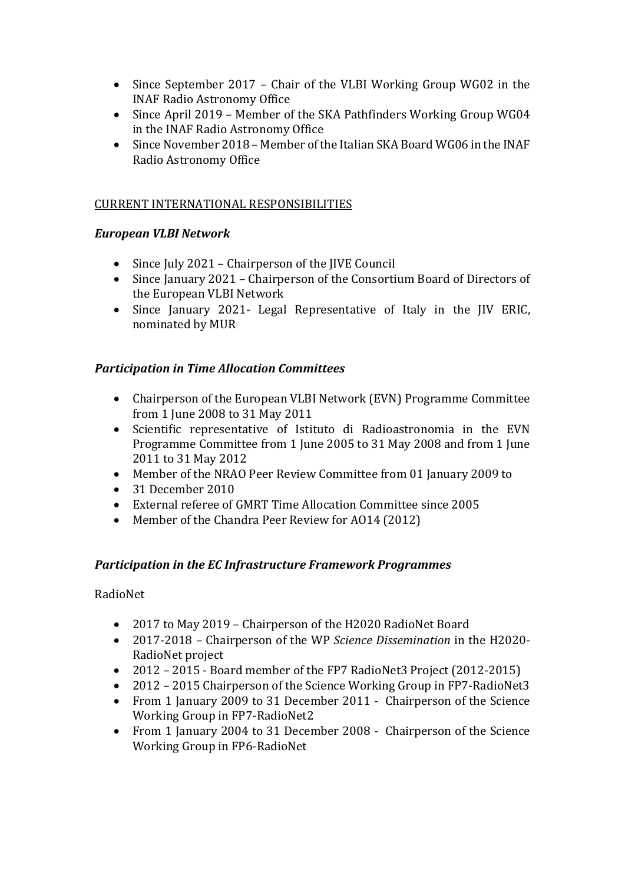- Since September 2017 – Chair of the VLBI Working Group WG02 in the INAF Radio Astronomy Office
- Since April 2019 – Member of the SKA Pathfinders Working Group WG04 in the INAF Radio Astronomy Office
- Since November 2018 – Member of the Italian SKA Board WG06 in the INAF Radio Astronomy Office

CURRENT INTERNATIONAL RESPONSIBILITIES

***European VLBI Network***

- Since July 2021 – Chairperson of the JIVE Council
- Since January 2021 – Chairperson of the Consortium Board of Directors of the European VLBI Network
- Since January 2021- Legal Representative of Italy in the JIV ERIC, nominated by MUR

***Participation in Time Allocation Committees***

- Chairperson of the European VLBI Network (EVN) Programme Committee from 1 June 2008 to 31 May 2011
- Scientific representative of Istituto di Radioastronomia in the EVN Programme Committee from 1 June 2005 to 31 May 2008 and from 1 June 2011 to 31 May 2012
- Member of the NRAO Peer Review Committee from 01 January 2009 to
- 31 December 2010
- External referee of GMRT Time Allocation Committee since 2005
- Member of the Chandra Peer Review for AO14 (2012)

***Participation in the EC Infrastructure Framework Programmes***

RadioNet

- 2017 to May 2019 – Chairperson of the H2020 RadioNet Board
- 2017-2018 – Chairperson of the WP *Science Dissemination* in the H2020-RadioNet project
- 2012 – 2015 - Board member of the FP7 RadioNet3 Project (2012-2015)
- 2012 – 2015 Chairperson of the Science Working Group in FP7-RadioNet3
- From 1 January 2009 to 31 December 2011 - Chairperson of the Science Working Group in FP7-RadioNet2
- From 1 January 2004 to 31 December 2008 - Chairperson of the Science Working Group in FP6-RadioNet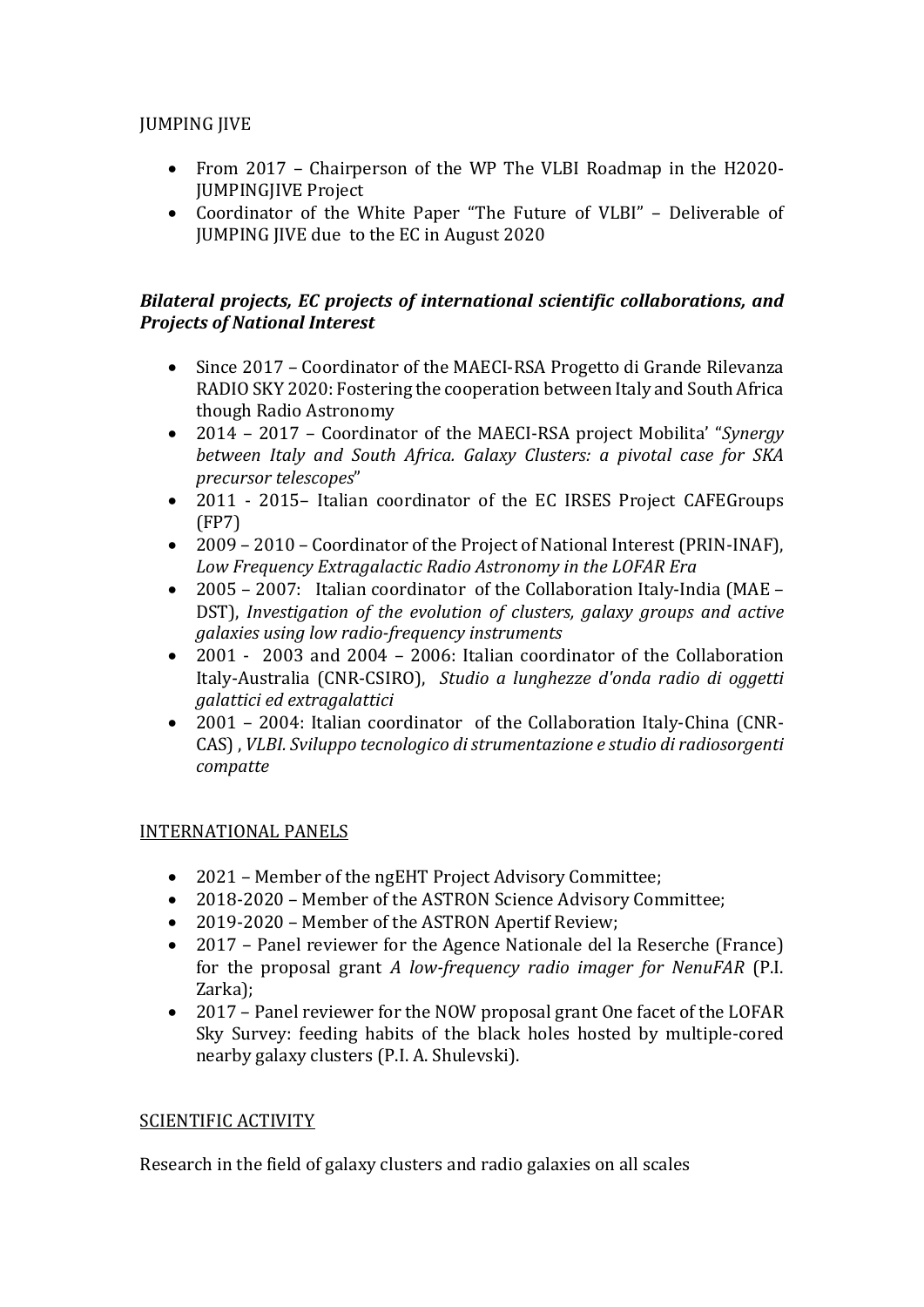JUMPING JIVE

- From 2017 – Chairperson of the WP The VLBI Roadmap in the H2020-JUMPINGJIVE Project
- Coordinator of the White Paper "The Future of VLBI" – Deliverable of JUMPING JIVE due to the EC in August 2020

***Bilateral projects, EC projects of international scientific collaborations, and Projects of National Interest***

- Since 2017 – Coordinator of the MAECI-RSA Progetto di Grande Rilevanza RADIO SKY 2020: Fostering the cooperation between Italy and South Africa though Radio Astronomy
- 2014 – 2017 – Coordinator of the MAECI-RSA project Mobilita' "*Synergy between Italy and South Africa. Galaxy Clusters: a pivotal case for SKA precursor telescopes*"
- 2011 - 2015– Italian coordinator of the EC IRSES Project CAFEGroups (FP7)
- 2009 – 2010 – Coordinator of the Project of National Interest (PRIN-INAF), *Low Frequency Extragalactic Radio Astronomy in the LOFAR Era*
- 2005 – 2007: Italian coordinator of the Collaboration Italy-India (MAE – DST), *Investigation of the evolution of clusters, galaxy groups and active galaxies using low radio-frequency instruments*
- 2001 - 2003 and 2004 – 2006: Italian coordinator of the Collaboration Italy-Australia (CNR-CSIRO), *Studio a lunghezze d'onda radio di oggetti galattici ed extragalattici*
- 2001 – 2004: Italian coordinator of the Collaboration Italy-China (CNR-CAS) , *VLBI. Sviluppo tecnologico di strumentazione e studio di radiosorgenti compatte*

INTERNATIONAL PANELS

- 2021 – Member of the ngEHT Project Advisory Committee;
- 2018-2020 – Member of the ASTRON Science Advisory Committee;
- 2019-2020 – Member of the ASTRON Apertif Review;
- 2017 – Panel reviewer for the Agence Nationale del la Reserche (France) for the proposal grant *A low-frequency radio imager for NenuFAR* (P.I. Zarka);
- 2017 – Panel reviewer for the NOW proposal grant One facet of the LOFAR Sky Survey: feeding habits of the black holes hosted by multiple-cored nearby galaxy clusters (P.I. A. Shulevski).

SCIENTIFIC ACTIVITY

Research in the field of galaxy clusters and radio galaxies on all scales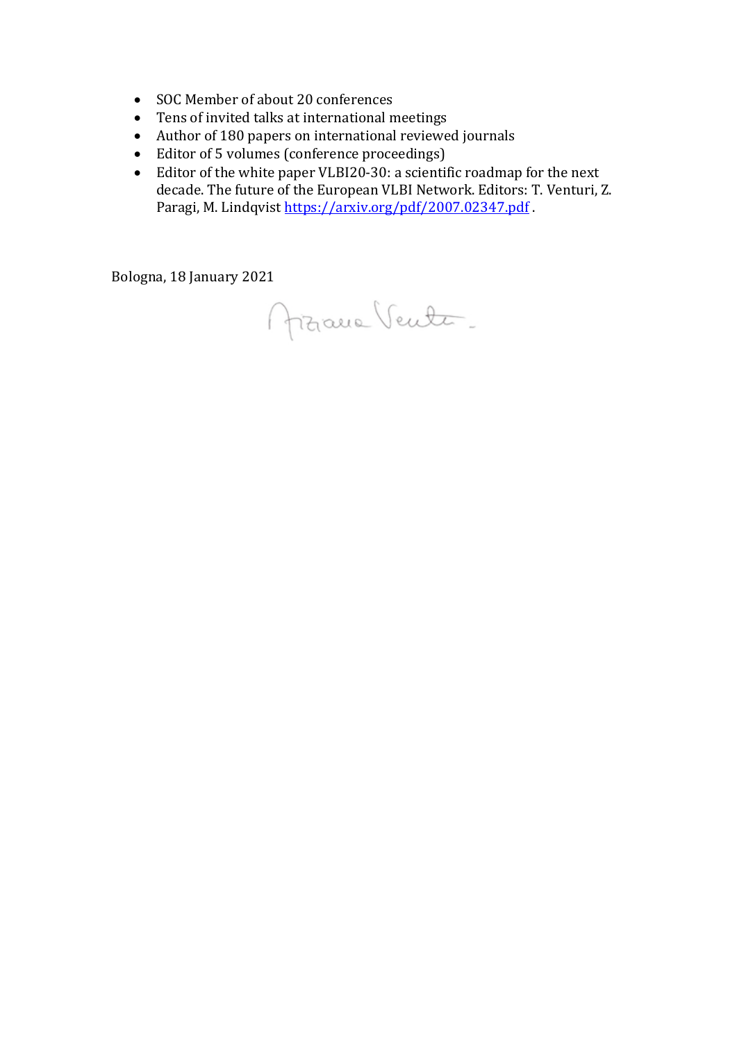- SOC Member of about 20 conferences
- Tens of invited talks at international meetings
- Author of 180 papers on international reviewed journals
- Editor of 5 volumes (conference proceedings)
- Editor of the white paper VLBI20-30: a scientific roadmap for the next decade. The future of the European VLBI Network. Editors: T. Venturi, Z. Paragi, M. Lindqvist https://arxiv.org/pdf/2007.02347.pdf .

Bologna, 18 January 2021